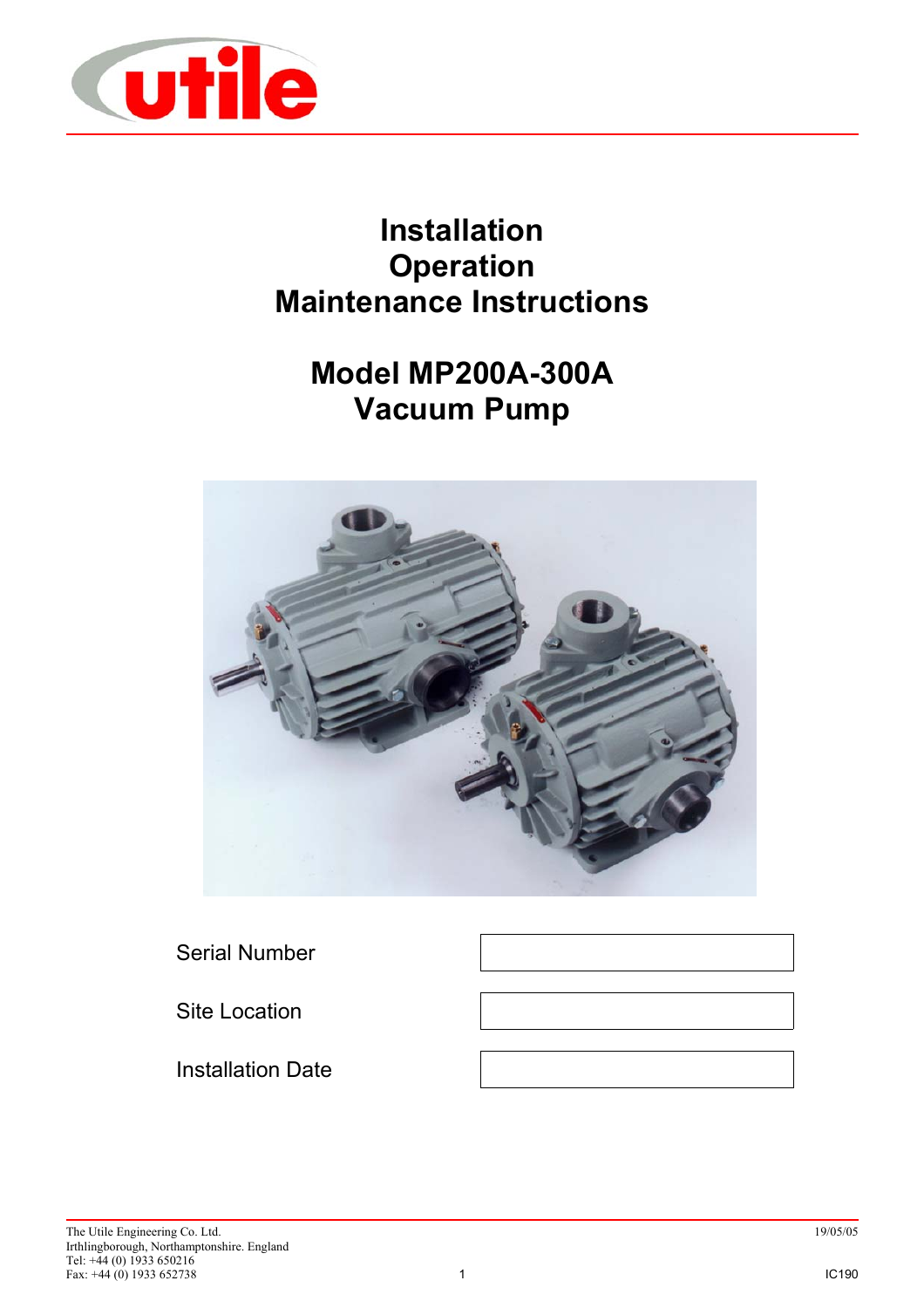# Installation
# Operation
# Maintenance Instructions

# Model MP200A-300A
# Vacuum Pump

| Serial Number | |
|---|---|
| Site Location | |
| Installation Date | |

The Utile Engineering Co. Ltd.
Irthlingborough, Northamptonshire. England
Tel: +44 (0) 1933 650216
Fax: +44 (0) 1933 652738

19/05/05

IC190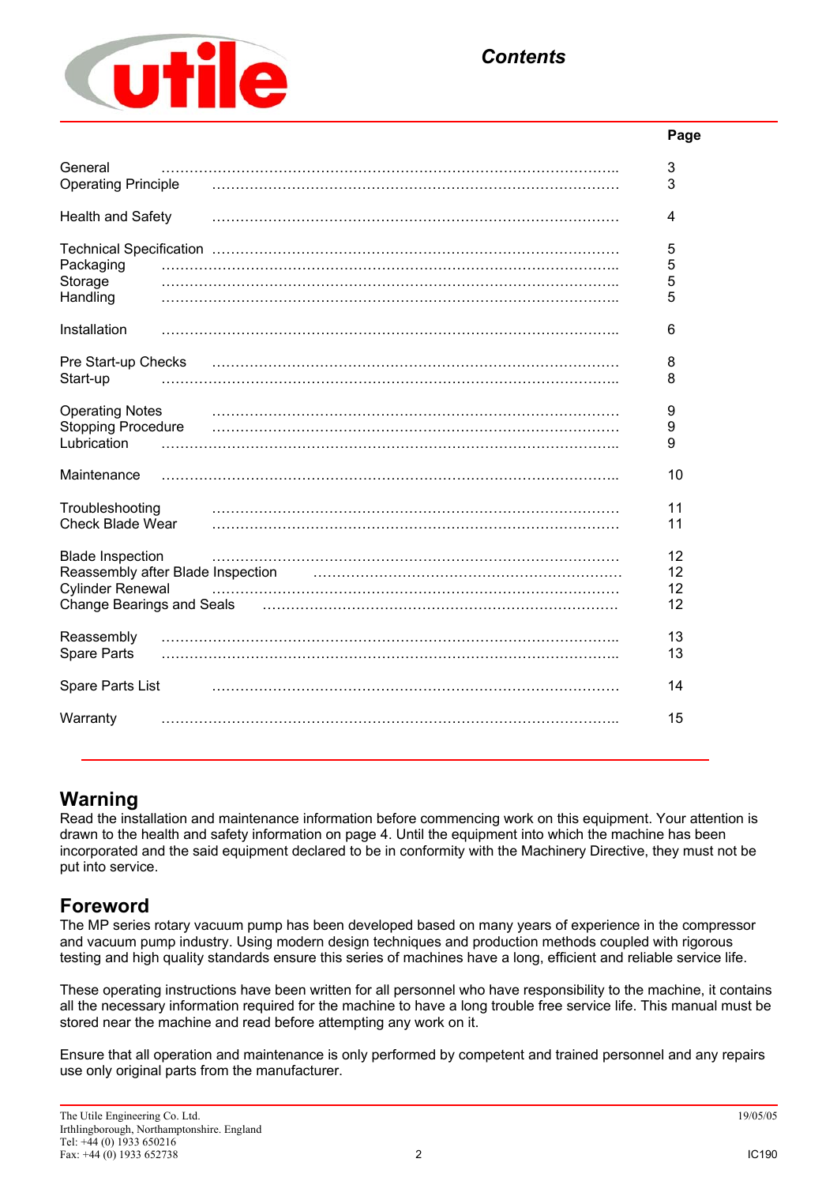# Contents

| | Page |
|---|---|
| General | 3 |
| Operating Principle | 3 |
| Health and Safety | 4 |
| Technical Specification | 5 |
| Packaging | 5 |
| Storage | 5 |
| Handling | 5 |
| Installation | 6 |
| Pre Start-up Checks | 8 |
| Start-up | 8 |
| Operating Notes | 9 |
| Stopping Procedure | 9 |
| Lubrication | 9 |
| Maintenance | 10 |
| Troubleshooting | 11 |
| Check Blade Wear | 11 |
| Blade Inspection | 12 |
| Reassembly after Blade Inspection | 12 |
| Cylinder Renewal | 12 |
| Change Bearings and Seals | 12 |
| Reassembly | 13 |
| Spare Parts | 13 |
| Spare Parts List | 14 |
| Warranty | 15 |

## Warning

Read the installation and maintenance information before commencing work on this equipment. Your attention is drawn to the health and safety information on page 4. Until the equipment into which the machine has been incorporated and the said equipment declared to be in conformity with the Machinery Directive, they must not be put into service.

## Foreword

The MP series rotary vacuum pump has been developed based on many years of experience in the compressor and vacuum pump industry. Using modern design techniques and production methods coupled with rigorous testing and high quality standards ensure this series of machines have a long, efficient and reliable service life.

These operating instructions have been written for all personnel who have responsibility to the machine, it contains all the necessary information required for the machine to have a long trouble free service life. This manual must be stored near the machine and read before attempting any work on it.

Ensure that all operation and maintenance is only performed by competent and trained personnel and any repairs use only original parts from the manufacturer.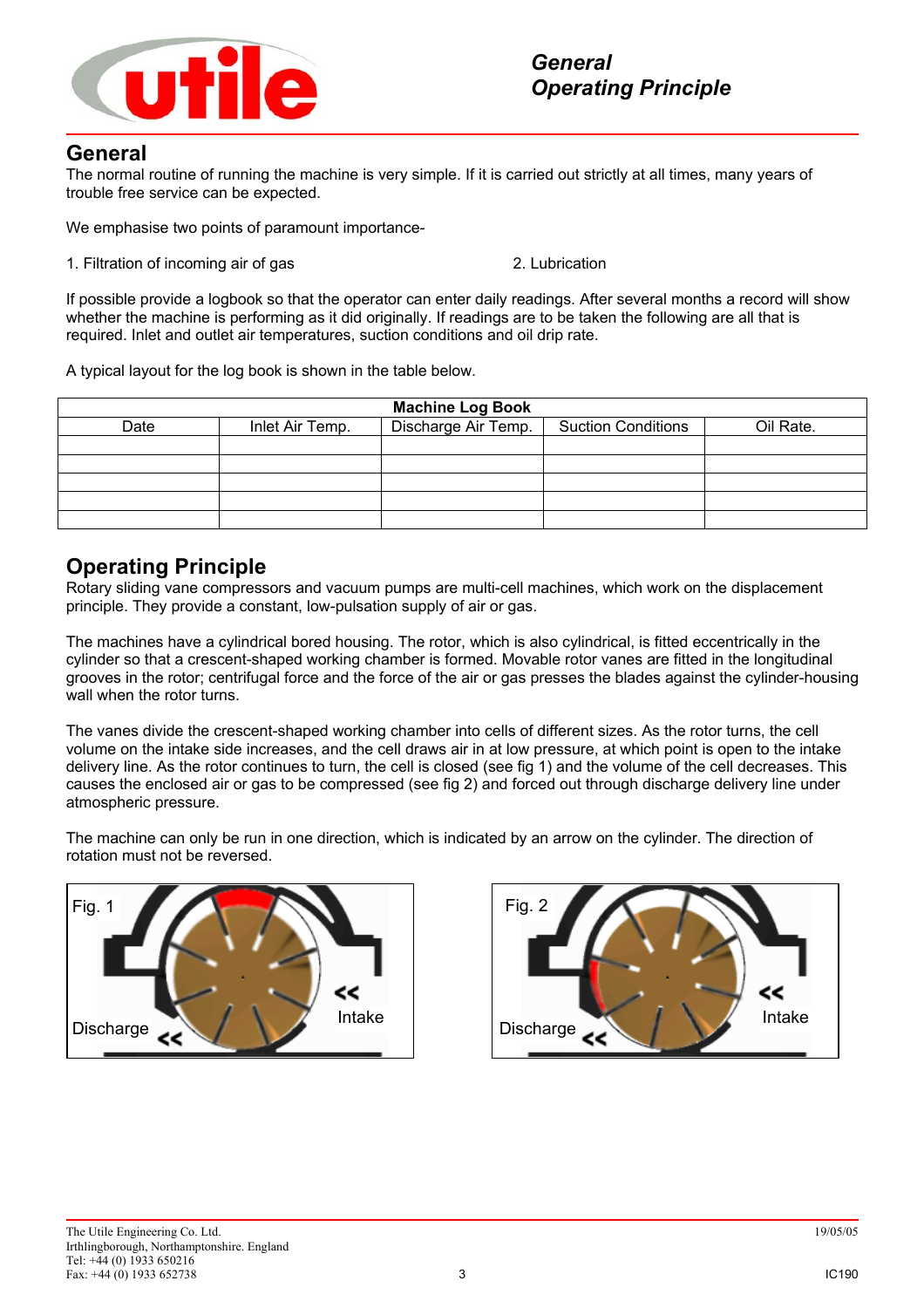## General

The normal routine of running the machine is very simple. If it is carried out strictly at all times, many years of trouble free service can be expected.

We emphasise two points of paramount importance-

1. Filtration of incoming air of gas
2. Lubrication

If possible provide a logbook so that the operator can enter daily readings. After several months a record will show whether the machine is performing as it did originally. If readings are to be taken the following are all that is required. Inlet and outlet air temperatures, suction conditions and oil drip rate.

A typical layout for the log book is shown in the table below.

| Machine Log Book | | | | |
|---|---|---|---|---|
| Date | Inlet Air Temp. | Discharge Air Temp. | Suction Conditions | Oil Rate. |
| | | | | |
| | | | | |
| | | | | |
| | | | | |
| | | | | |

## Operating Principle

Rotary sliding vane compressors and vacuum pumps are multi-cell machines, which work on the displacement principle. They provide a constant, low-pulsation supply of air or gas.

The machines have a cylindrical bored housing. The rotor, which is also cylindrical, is fitted eccentrically in the cylinder so that a crescent-shaped working chamber is formed. Movable rotor vanes are fitted in the longitudinal grooves in the rotor; centrifugal force and the force of the air or gas presses the blades against the cylinder-housing wall when the rotor turns.

The vanes divide the crescent-shaped working chamber into cells of different sizes. As the rotor turns, the cell volume on the intake side increases, and the cell draws air in at low pressure, at which point is open to the intake delivery line. As the rotor continues to turn, the cell is closed (see fig 1) and the volume of the cell decreases. This causes the enclosed air or gas to be compressed (see fig 2) and forced out through discharge delivery line under atmospheric pressure.

The machine can only be run in one direction, which is indicated by an arrow on the cylinder. The direction of rotation must not be reversed.

Fig. 1 — Discharge, Intake

Fig. 2 — Discharge, Intake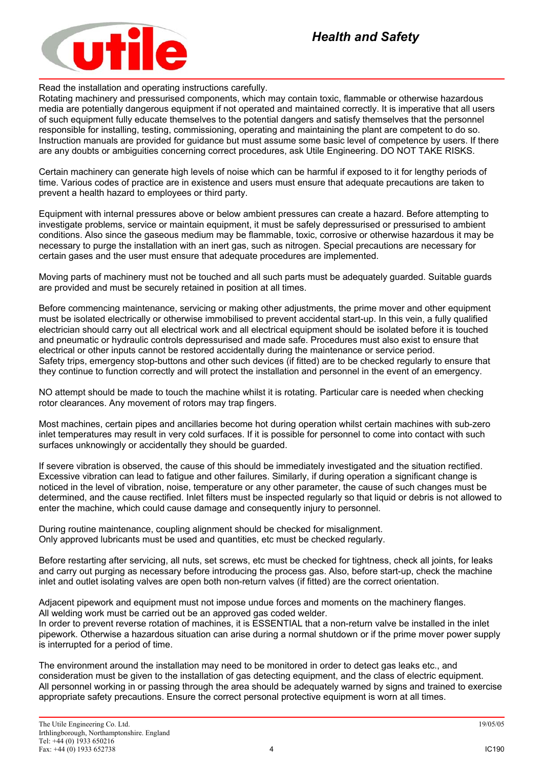# Health and Safety

Read the installation and operating instructions carefully.
Rotating machinery and pressurised components, which may contain toxic, flammable or otherwise hazardous media are potentially dangerous equipment if not operated and maintained correctly. It is imperative that all users of such equipment fully educate themselves to the potential dangers and satisfy themselves that the personnel responsible for installing, testing, commissioning, operating and maintaining the plant are competent to do so. Instruction manuals are provided for guidance but must assume some basic level of competence by users. If there are any doubts or ambiguities concerning correct procedures, ask Utile Engineering. DO NOT TAKE RISKS.

Certain machinery can generate high levels of noise which can be harmful if exposed to it for lengthy periods of time. Various codes of practice are in existence and users must ensure that adequate precautions are taken to prevent a health hazard to employees or third party.

Equipment with internal pressures above or below ambient pressures can create a hazard. Before attempting to investigate problems, service or maintain equipment, it must be safely depressurised or pressurised to ambient conditions. Also since the gaseous medium may be flammable, toxic, corrosive or otherwise hazardous it may be necessary to purge the installation with an inert gas, such as nitrogen. Special precautions are necessary for certain gases and the user must ensure that adequate procedures are implemented.

Moving parts of machinery must not be touched and all such parts must be adequately guarded. Suitable guards are provided and must be securely retained in position at all times.

Before commencing maintenance, servicing or making other adjustments, the prime mover and other equipment must be isolated electrically or otherwise immobilised to prevent accidental start-up. In this vein, a fully qualified electrician should carry out all electrical work and all electrical equipment should be isolated before it is touched and pneumatic or hydraulic controls depressurised and made safe. Procedures must also exist to ensure that electrical or other inputs cannot be restored accidentally during the maintenance or service period.
Safety trips, emergency stop-buttons and other such devices (if fitted) are to be checked regularly to ensure that they continue to function correctly and will protect the installation and personnel in the event of an emergency.

NO attempt should be made to touch the machine whilst it is rotating. Particular care is needed when checking rotor clearances. Any movement of rotors may trap fingers.

Most machines, certain pipes and ancillaries become hot during operation whilst certain machines with sub-zero inlet temperatures may result in very cold surfaces. If it is possible for personnel to come into contact with such surfaces unknowingly or accidentally they should be guarded.

If severe vibration is observed, the cause of this should be immediately investigated and the situation rectified. Excessive vibration can lead to fatigue and other failures. Similarly, if during operation a significant change is noticed in the level of vibration, noise, temperature or any other parameter, the cause of such changes must be determined, and the cause rectified. Inlet filters must be inspected regularly so that liquid or debris is not allowed to enter the machine, which could cause damage and consequently injury to personnel.

During routine maintenance, coupling alignment should be checked for misalignment.
Only approved lubricants must be used and quantities, etc must be checked regularly.

Before restarting after servicing, all nuts, set screws, etc must be checked for tightness, check all joints, for leaks and carry out purging as necessary before introducing the process gas. Also, before start-up, check the machine inlet and outlet isolating valves are open both non-return valves (if fitted) are the correct orientation.

Adjacent pipework and equipment must not impose undue forces and moments on the machinery flanges.
All welding work must be carried out be an approved gas coded welder.
In order to prevent reverse rotation of machines, it is ESSENTIAL that a non-return valve be installed in the inlet pipework. Otherwise a hazardous situation can arise during a normal shutdown or if the prime mover power supply is interrupted for a period of time.

The environment around the installation may need to be monitored in order to detect gas leaks etc., and consideration must be given to the installation of gas detecting equipment, and the class of electric equipment.
All personnel working in or passing through the area should be adequately warned by signs and trained to exercise appropriate safety precautions. Ensure the correct personal protective equipment is worn at all times.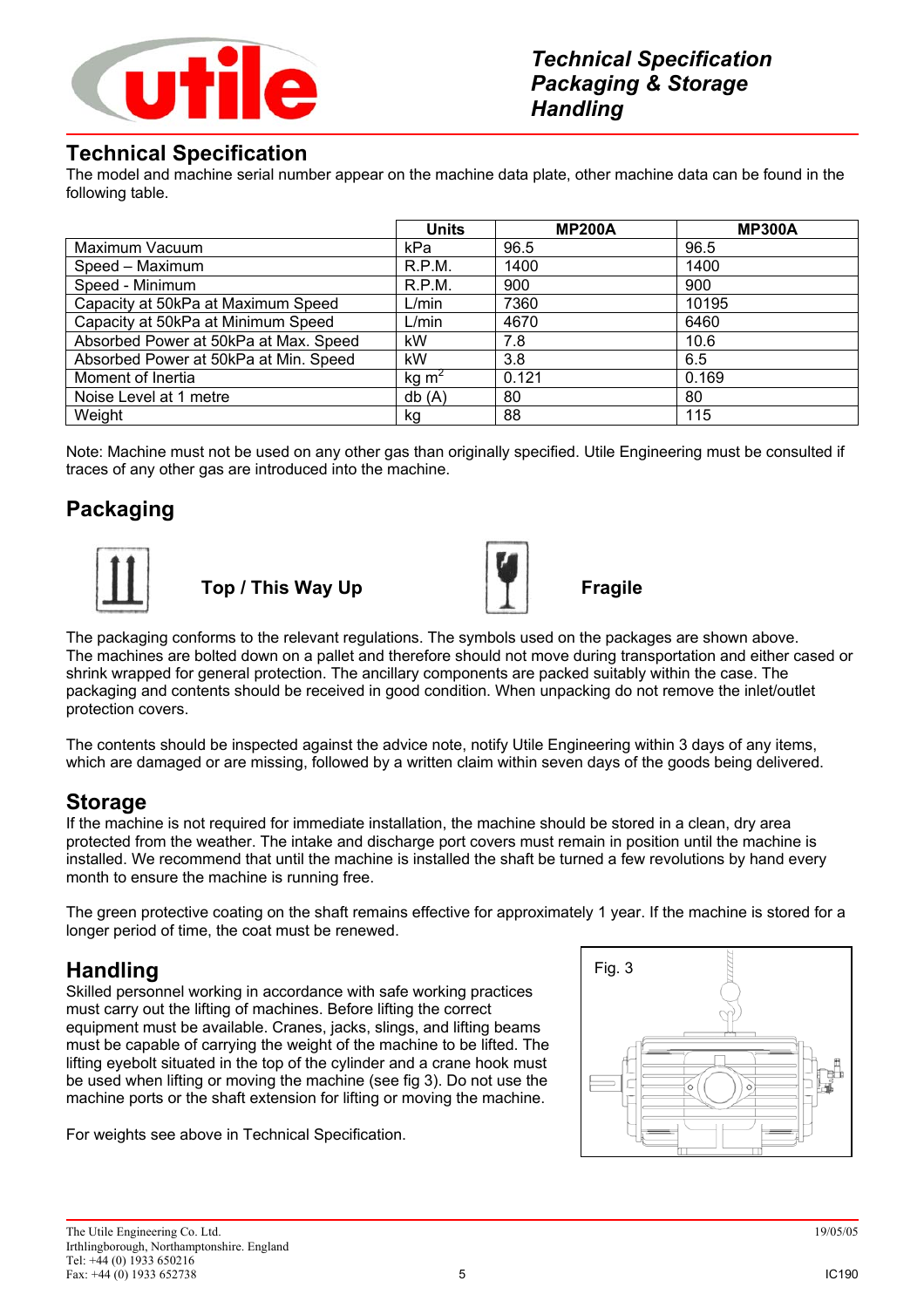## Technical Specification

The model and machine serial number appear on the machine data plate, other machine data can be found in the following table.

| | Units | MP200A | MP300A |
|---|---|---|---|
| Maximum Vacuum | kPa | 96.5 | 96.5 |
| Speed – Maximum | R.P.M. | 1400 | 1400 |
| Speed - Minimum | R.P.M. | 900 | 900 |
| Capacity at 50kPa at Maximum Speed | L/min | 7360 | 10195 |
| Capacity at 50kPa at Minimum Speed | L/min | 4670 | 6460 |
| Absorbed Power at 50kPa at Max. Speed | kW | 7.8 | 10.6 |
| Absorbed Power at 50kPa at Min. Speed | kW | 3.8 | 6.5 |
| Moment of Inertia | kg $m^2$ | 0.121 | 0.169 |
| Noise Level at 1 metre | db (A) | 80 | 80 |
| Weight | kg | 88 | 115 |

Note: Machine must not be used on any other gas than originally specified. Utile Engineering must be consulted if traces of any other gas are introduced into the machine.

## Packaging

**Top / This Way Up**

**Fragile**

The packaging conforms to the relevant regulations. The symbols used on the packages are shown above.
The machines are bolted down on a pallet and therefore should not move during transportation and either cased or shrink wrapped for general protection. The ancillary components are packed suitably within the case. The packaging and contents should be received in good condition. When unpacking do not remove the inlet/outlet protection covers.

The contents should be inspected against the advice note, notify Utile Engineering within 3 days of any items, which are damaged or are missing, followed by a written claim within seven days of the goods being delivered.

## Storage

If the machine is not required for immediate installation, the machine should be stored in a clean, dry area protected from the weather. The intake and discharge port covers must remain in position until the machine is installed. We recommend that until the machine is installed the shaft be turned a few revolutions by hand every month to ensure the machine is running free.

The green protective coating on the shaft remains effective for approximately 1 year. If the machine is stored for a longer period of time, the coat must be renewed.

## Handling

Skilled personnel working in accordance with safe working practices must carry out the lifting of machines. Before lifting the correct equipment must be available. Cranes, jacks, slings, and lifting beams must be capable of carrying the weight of the machine to be lifted. The lifting eyebolt situated in the top of the cylinder and a crane hook must be used when lifting or moving the machine (see fig 3). Do not use the machine ports or the shaft extension for lifting or moving the machine.

For weights see above in Technical Specification.

Fig. 3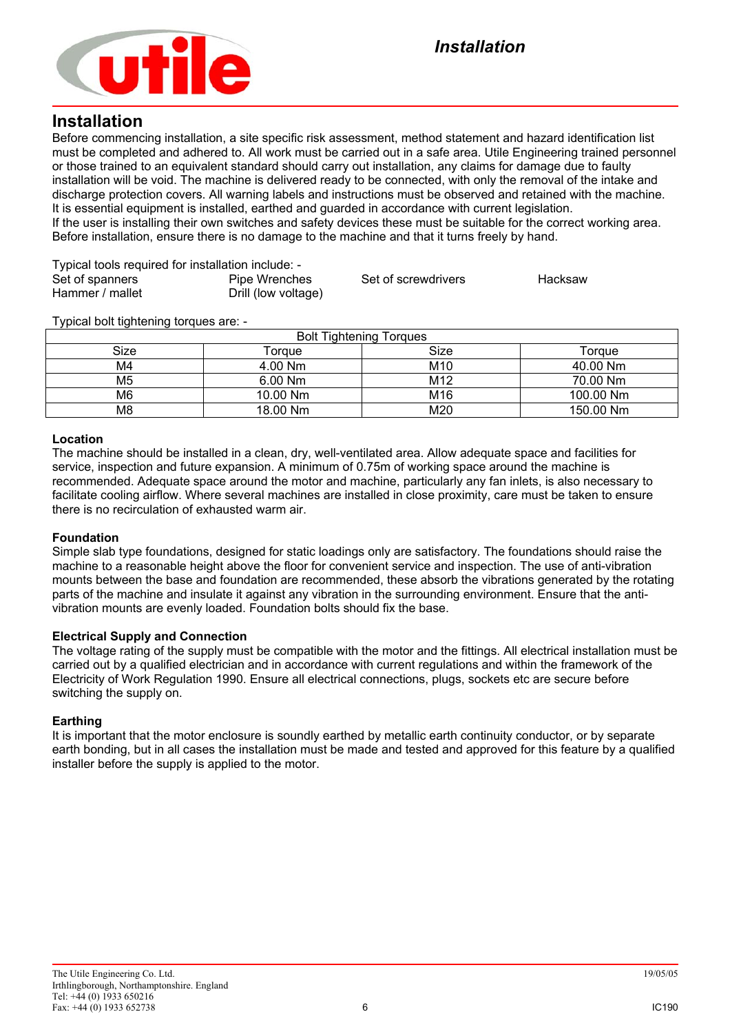# Installation

Before commencing installation, a site specific risk assessment, method statement and hazard identification list must be completed and adhered to. All work must be carried out in a safe area. Utile Engineering trained personnel or those trained to an equivalent standard should carry out installation, any claims for damage due to faulty installation will be void. The machine is delivered ready to be connected, with only the removal of the intake and discharge protection covers. All warning labels and instructions must be observed and retained with the machine. It is essential equipment is installed, earthed and guarded in accordance with current legislation.
If the user is installing their own switches and safety devices these must be suitable for the correct working area. Before installation, ensure there is no damage to the machine and that it turns freely by hand.

Typical tools required for installation include: -

| | | | |
|---|---|---|---|
| Set of spanners | Pipe Wrenches | Set of screwdrivers | Hacksaw |
| Hammer / mallet | Drill (low voltage) | | |

Typical bolt tightening torques are: -

| Bolt Tightening Torques | | | |
|---|---|---|---|
| Size | Torque | Size | Torque |
| M4 | 4.00 Nm | M10 | 40.00 Nm |
| M5 | 6.00 Nm | M12 | 70.00 Nm |
| M6 | 10.00 Nm | M16 | 100.00 Nm |
| M8 | 18.00 Nm | M20 | 150.00 Nm |

**Location**

The machine should be installed in a clean, dry, well-ventilated area. Allow adequate space and facilities for service, inspection and future expansion. A minimum of 0.75m of working space around the machine is recommended. Adequate space around the motor and machine, particularly any fan inlets, is also necessary to facilitate cooling airflow. Where several machines are installed in close proximity, care must be taken to ensure there is no recirculation of exhausted warm air.

**Foundation**

Simple slab type foundations, designed for static loadings only are satisfactory. The foundations should raise the machine to a reasonable height above the floor for convenient service and inspection. The use of anti-vibration mounts between the base and foundation are recommended, these absorb the vibrations generated by the rotating parts of the machine and insulate it against any vibration in the surrounding environment. Ensure that the anti-vibration mounts are evenly loaded. Foundation bolts should fix the base.

**Electrical Supply and Connection**

The voltage rating of the supply must be compatible with the motor and the fittings. All electrical installation must be carried out by a qualified electrician and in accordance with current regulations and within the framework of the Electricity of Work Regulation 1990. Ensure all electrical connections, plugs, sockets etc are secure before switching the supply on.

**Earthing**

It is important that the motor enclosure is soundly earthed by metallic earth continuity conductor, or by separate earth bonding, but in all cases the installation must be made and tested and approved for this feature by a qualified installer before the supply is applied to the motor.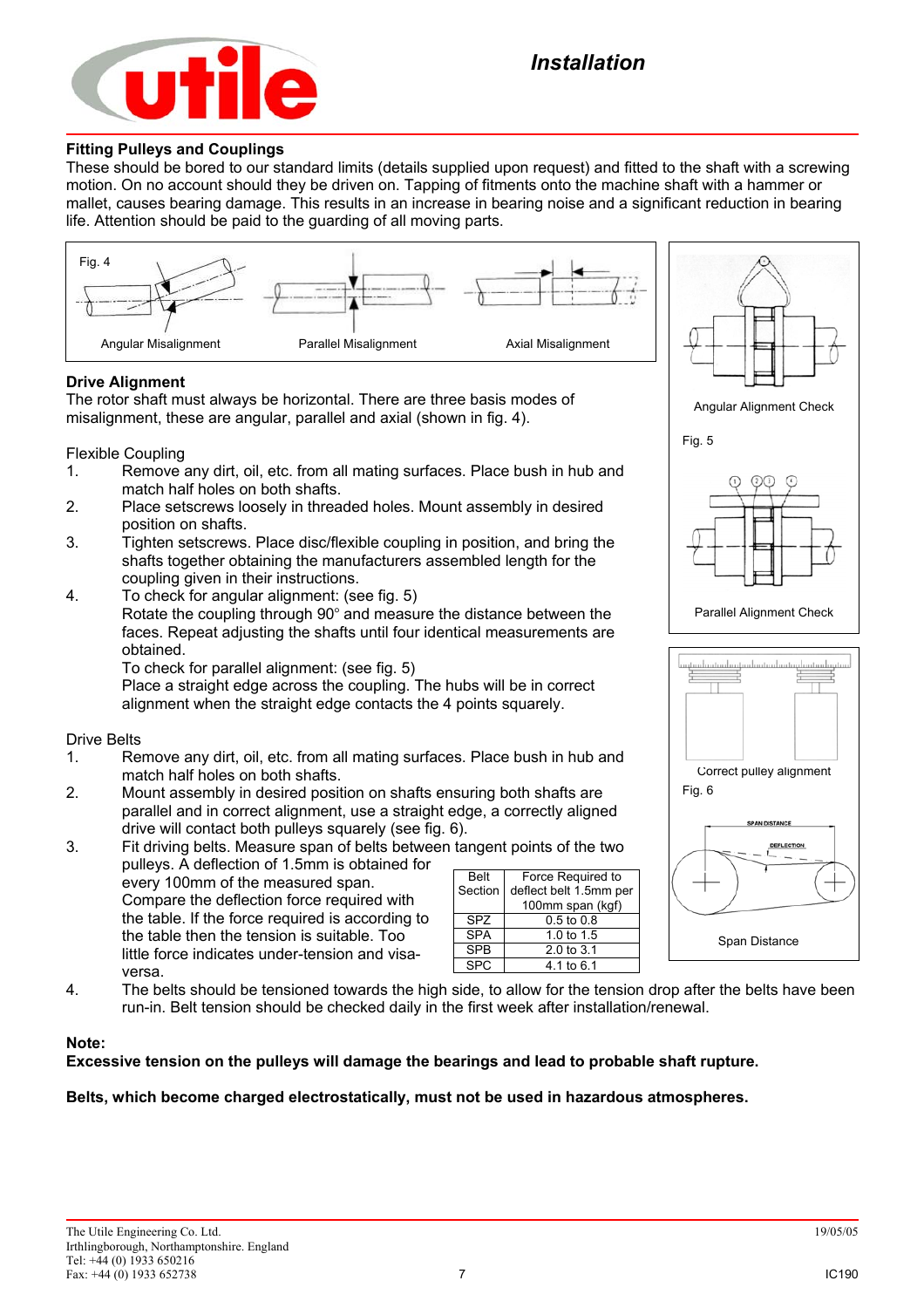## Fitting Pulleys and Couplings

These should be bored to our standard limits (details supplied upon request) and fitted to the shaft with a screwing motion. On no account should they be driven on. Tapping of fitments onto the machine shaft with a hammer or mallet, causes bearing damage. This results in an increase in bearing noise and a significant reduction in bearing life. Attention should be paid to the guarding of all moving parts.

Fig. 4

Angular Misalignment    Parallel Misalignment    Axial Misalignment

## Drive Alignment

The rotor shaft must always be horizontal. There are three basis modes of misalignment, these are angular, parallel and axial (shown in fig. 4).

Flexible Coupling

1. Remove any dirt, oil, etc. from all mating surfaces. Place bush in hub and match half holes on both shafts.
2. Place setscrews loosely in threaded holes. Mount assembly in desired position on shafts.
3. Tighten setscrews. Place disc/flexible coupling in position, and bring the shafts together obtaining the manufacturers assembled length for the coupling given in their instructions.
4. To check for angular alignment: (see fig. 5)
   Rotate the coupling through 90° and measure the distance between the faces. Repeat adjusting the shafts until four identical measurements are obtained.
   To check for parallel alignment: (see fig. 5)
   Place a straight edge across the coupling. The hubs will be in correct alignment when the straight edge contacts the 4 points squarely.

Angular Alignment Check

Fig. 5

Parallel Alignment Check

Drive Belts

1. Remove any dirt, oil, etc. from all mating surfaces. Place bush in hub and match half holes on both shafts.
2. Mount assembly in desired position on shafts ensuring both shafts are parallel and in correct alignment, use a straight edge, a correctly aligned drive will contact both pulleys squarely (see fig. 6).
3. Fit driving belts. Measure span of belts between tangent points of the two pulleys. A deflection of 1.5mm is obtained for every 100mm of the measured span. Compare the deflection force required with the table. If the force required is according to the table then the tension is suitable. Too little force indicates under-tension and visa-versa.
4. The belts should be tensioned towards the high side, to allow for the tension drop after the belts have been run-in. Belt tension should be checked daily in the first week after installation/renewal.

| Belt Section | Force Required to deflect belt 1.5mm per 100mm span (kgf) |
|---|---|
| SPZ | 0.5 to 0.8 |
| SPA | 1.0 to 1.5 |
| SPB | 2.0 to 3.1 |
| SPC | 4.1 to 6.1 |

Correct pulley alignment

Fig. 6

Span Distance

**Note:**

**Excessive tension on the pulleys will damage the bearings and lead to probable shaft rupture.**

**Belts, which become charged electrostatically, must not be used in hazardous atmospheres.**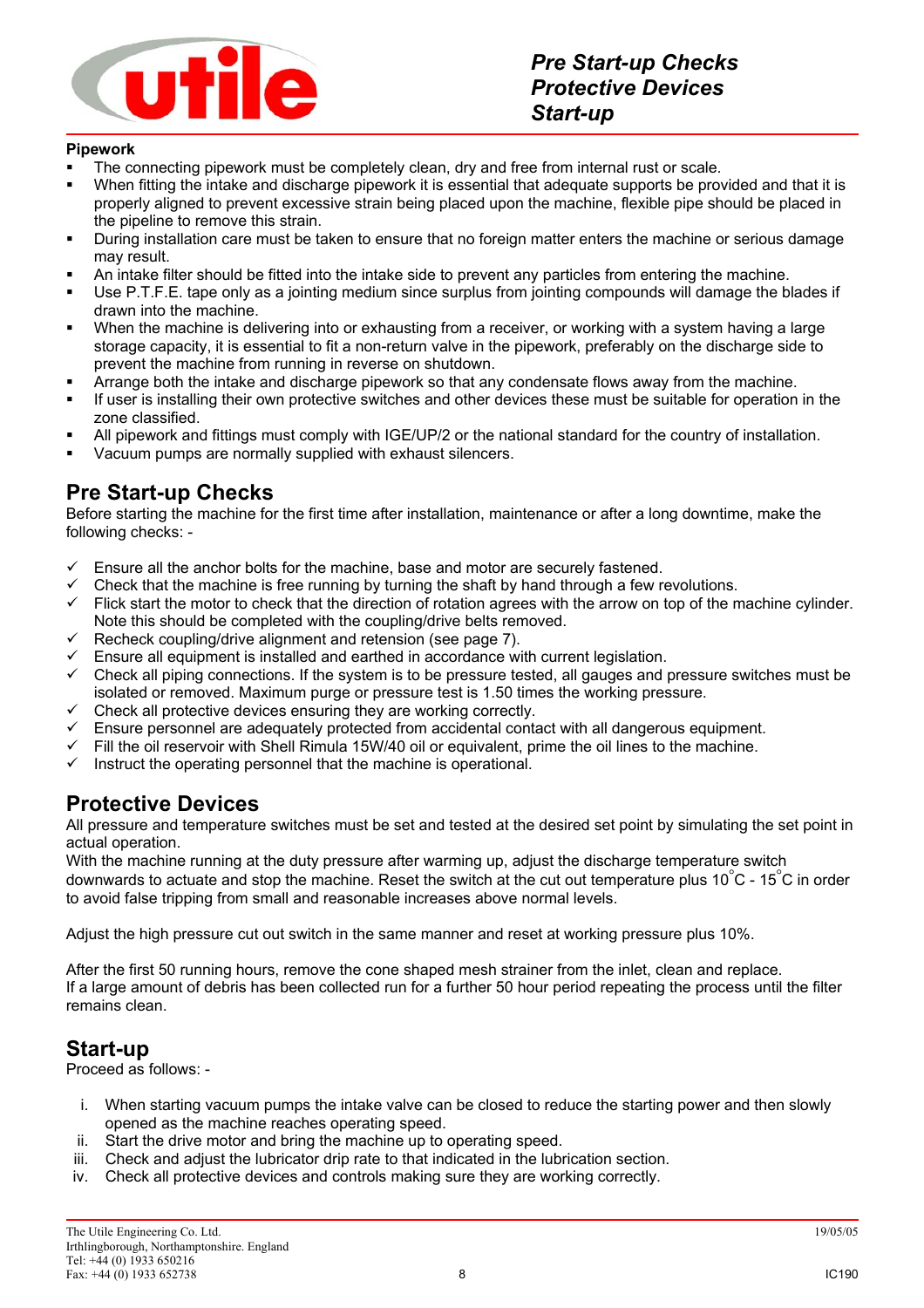**Pipework**

- The connecting pipework must be completely clean, dry and free from internal rust or scale.
- When fitting the intake and discharge pipework it is essential that adequate supports be provided and that it is properly aligned to prevent excessive strain being placed upon the machine, flexible pipe should be placed in the pipeline to remove this strain.
- During installation care must be taken to ensure that no foreign matter enters the machine or serious damage may result.
- An intake filter should be fitted into the intake side to prevent any particles from entering the machine.
- Use P.T.F.E. tape only as a jointing medium since surplus from jointing compounds will damage the blades if drawn into the machine.
- When the machine is delivering into or exhausting from a receiver, or working with a system having a large storage capacity, it is essential to fit a non-return valve in the pipework, preferably on the discharge side to prevent the machine from running in reverse on shutdown.
- Arrange both the intake and discharge pipework so that any condensate flows away from the machine.
- If user is installing their own protective switches and other devices these must be suitable for operation in the zone classified.
- All pipework and fittings must comply with IGE/UP/2 or the national standard for the country of installation.
- Vacuum pumps are normally supplied with exhaust silencers.

## Pre Start-up Checks

Before starting the machine for the first time after installation, maintenance or after a long downtime, make the following checks: -

- ✓ Ensure all the anchor bolts for the machine, base and motor are securely fastened.
- ✓ Check that the machine is free running by turning the shaft by hand through a few revolutions.
- ✓ Flick start the motor to check that the direction of rotation agrees with the arrow on top of the machine cylinder. Note this should be completed with the coupling/drive belts removed.
- ✓ Recheck coupling/drive alignment and retention (see page 7).
- ✓ Ensure all equipment is installed and earthed in accordance with current legislation.
- ✓ Check all piping connections. If the system is to be pressure tested, all gauges and pressure switches must be isolated or removed. Maximum purge or pressure test is 1.50 times the working pressure.
- ✓ Check all protective devices ensuring they are working correctly.
- ✓ Ensure personnel are adequately protected from accidental contact with all dangerous equipment.
- ✓ Fill the oil reservoir with Shell Rimula 15W/40 oil or equivalent, prime the oil lines to the machine.
- ✓ Instruct the operating personnel that the machine is operational.

## Protective Devices

All pressure and temperature switches must be set and tested at the desired set point by simulating the set point in actual operation.
With the machine running at the duty pressure after warming up, adjust the discharge temperature switch downwards to actuate and stop the machine. Reset the switch at the cut out temperature plus 10°C - 15°C in order to avoid false tripping from small and reasonable increases above normal levels.

Adjust the high pressure cut out switch in the same manner and reset at working pressure plus 10%.

After the first 50 running hours, remove the cone shaped mesh strainer from the inlet, clean and replace.
If a large amount of debris has been collected run for a further 50 hour period repeating the process until the filter remains clean.

## Start-up

Proceed as follows: -

i. When starting vacuum pumps the intake valve can be closed to reduce the starting power and then slowly opened as the machine reaches operating speed.
ii. Start the drive motor and bring the machine up to operating speed.
iii. Check and adjust the lubricator drip rate to that indicated in the lubrication section.
iv. Check all protective devices and controls making sure they are working correctly.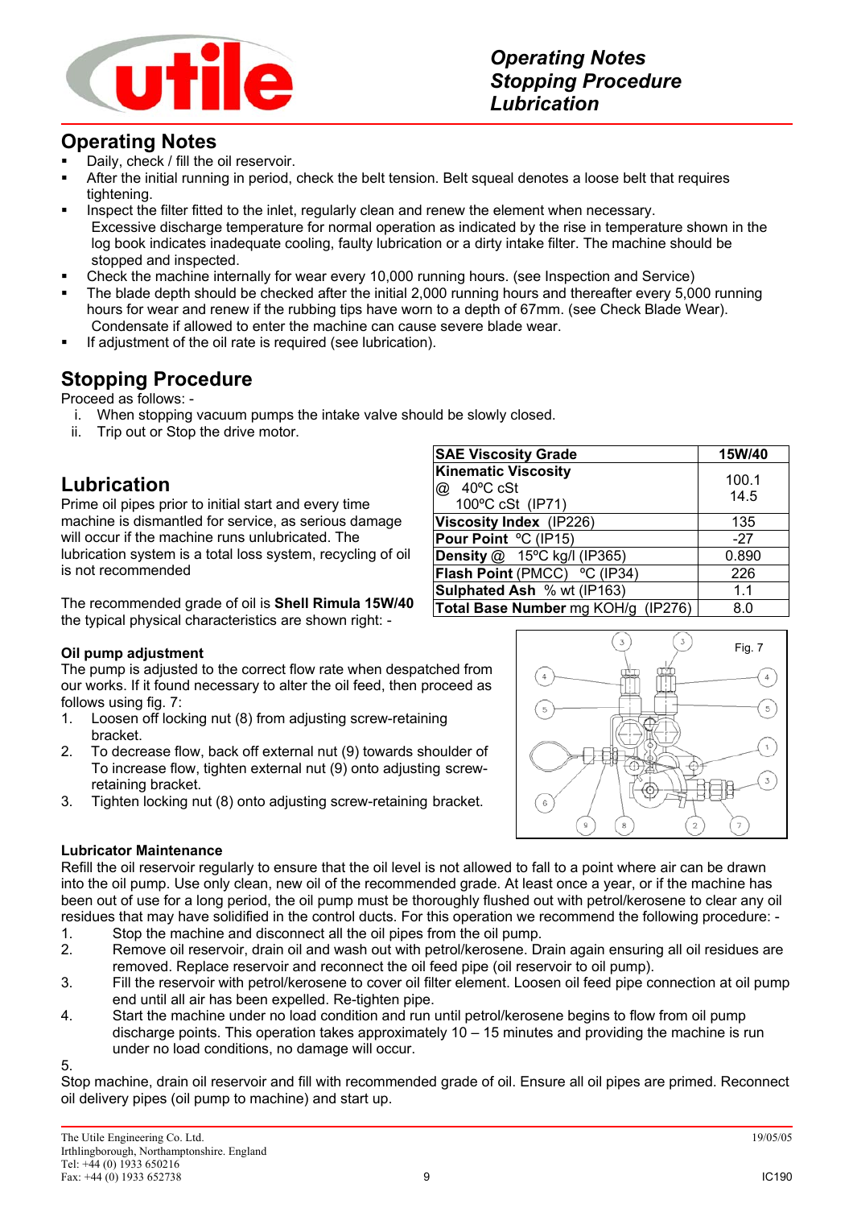# Operating Notes

- Daily, check / fill the oil reservoir.
- After the initial running in period, check the belt tension. Belt squeal denotes a loose belt that requires tightening.
- Inspect the filter fitted to the inlet, regularly clean and renew the element when necessary.
  Excessive discharge temperature for normal operation as indicated by the rise in temperature shown in the log book indicates inadequate cooling, faulty lubrication or a dirty intake filter. The machine should be stopped and inspected.
- Check the machine internally for wear every 10,000 running hours. (see Inspection and Service)
- The blade depth should be checked after the initial 2,000 running hours and thereafter every 5,000 running hours for wear and renew if the rubbing tips have worn to a depth of 67mm. (see Check Blade Wear).
  Condensate if allowed to enter the machine can cause severe blade wear.
- If adjustment of the oil rate is required (see lubrication).

# Stopping Procedure

Proceed as follows: -

i. When stopping vacuum pumps the intake valve should be slowly closed.
ii. Trip out or Stop the drive motor.

# Lubrication

Prime oil pipes prior to initial start and every time machine is dismantled for service, as serious damage will occur if the machine runs unlubricated. The lubrication system is a total loss system, recycling of oil is not recommended

The recommended grade of oil is **Shell Rimula 15W/40** the typical physical characteristics are shown right: -

| **SAE Viscosity Grade** | **15W/40** |
|---|---|
| **Kinematic Viscosity** @ 40ºC cSt<br>100ºC cSt (IP71) | 100.1<br>14.5 |
| **Viscosity Index** (IP226) | 135 |
| **Pour Point** ºC (IP15) | -27 |
| **Density** @ 15ºC kg/l (IP365) | 0.890 |
| **Flash Point** (PMCC) ºC (IP34) | 226 |
| **Sulphated Ash** % wt (IP163) | 1.1 |
| **Total Base Number** mg KOH/g (IP276) | 8.0 |

### Oil pump adjustment

The pump is adjusted to the correct flow rate when despatched from our works. If it found necessary to alter the oil feed, then proceed as follows using fig. 7:

1. Loosen off locking nut (8) from adjusting screw-retaining bracket.
2. To decrease flow, back off external nut (9) towards shoulder of To increase flow, tighten external nut (9) onto adjusting screw-retaining bracket.
3. Tighten locking nut (8) onto adjusting screw-retaining bracket.

Fig. 7

### Lubricator Maintenance

Refill the oil reservoir regularly to ensure that the oil level is not allowed to fall to a point where air can be drawn into the oil pump. Use only clean, new oil of the recommended grade. At least once a year, or if the machine has been out of use for a long period, the oil pump must be thoroughly flushed out with petrol/kerosene to clear any oil residues that may have solidified in the control ducts. For this operation we recommend the following procedure: -

1. Stop the machine and disconnect all the oil pipes from the oil pump.
2. Remove oil reservoir, drain oil and wash out with petrol/kerosene. Drain again ensuring all oil residues are removed. Replace reservoir and reconnect the oil feed pipe (oil reservoir to oil pump).
3. Fill the reservoir with petrol/kerosene to cover oil filter element. Loosen oil feed pipe connection at oil pump end until all air has been expelled. Re-tighten pipe.
4. Start the machine under no load condition and run until petrol/kerosene begins to flow from oil pump discharge points. This operation takes approximately 10 – 15 minutes and providing the machine is run under no load conditions, no damage will occur.
5. Stop machine, drain oil reservoir and fill with recommended grade of oil. Ensure all oil pipes are primed. Reconnect oil delivery pipes (oil pump to machine) and start up.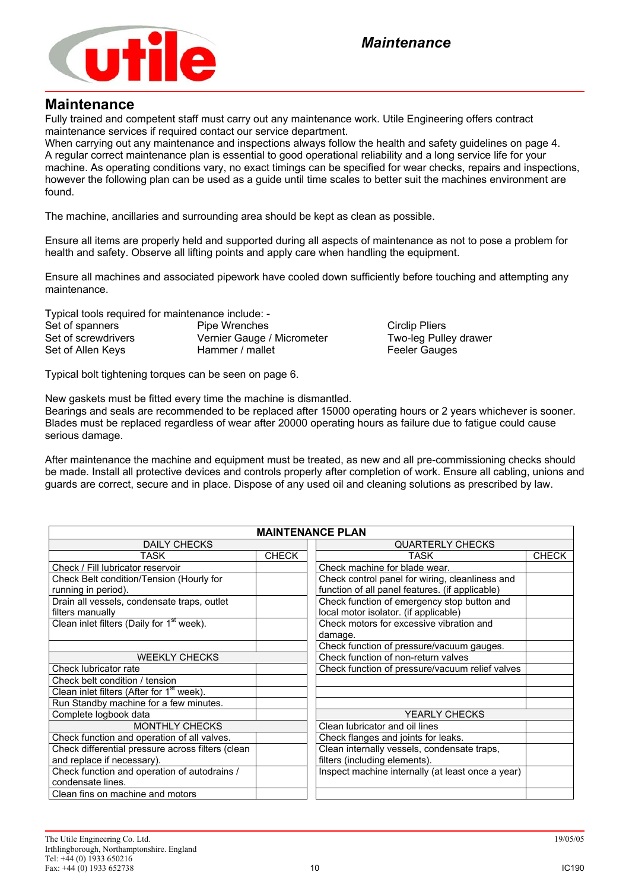## Maintenance

Fully trained and competent staff must carry out any maintenance work. Utile Engineering offers contract maintenance services if required contact our service department.
When carrying out any maintenance and inspections always follow the health and safety guidelines on page 4.
A regular correct maintenance plan is essential to good operational reliability and a long service life for your machine. As operating conditions vary, no exact timings can be specified for wear checks, repairs and inspections, however the following plan can be used as a guide until time scales to better suit the machines environment are found.

The machine, ancillaries and surrounding area should be kept as clean as possible.

Ensure all items are properly held and supported during all aspects of maintenance as not to pose a problem for health and safety. Observe all lifting points and apply care when handling the equipment.

Ensure all machines and associated pipework have cooled down sufficiently before touching and attempting any maintenance.

Typical tools required for maintenance include: -

| | | |
|---|---|---|
| Set of spanners | Pipe Wrenches | Circlip Pliers |
| Set of screwdrivers | Vernier Gauge / Micrometer | Two-leg Pulley drawer |
| Set of Allen Keys | Hammer / mallet | Feeler Gauges |

Typical bolt tightening torques can be seen on page 6.

New gaskets must be fitted every time the machine is dismantled.
Bearings and seals are recommended to be replaced after 15000 operating hours or 2 years whichever is sooner.
Blades must be replaced regardless of wear after 20000 operating hours as failure due to fatigue could cause serious damage.

After maintenance the machine and equipment must be treated, as new and all pre-commissioning checks should be made. Install all protective devices and controls properly after completion of work. Ensure all cabling, unions and guards are correct, secure and in place. Dispose of any used oil and cleaning solutions as prescribed by law.

**MAINTENANCE PLAN**

| DAILY CHECKS | | | QUARTERLY CHECKS | |
|---|---|---|---|---|
| TASK | CHECK | | TASK | CHECK |
| Check / Fill lubricator reservoir | | | Check machine for blade wear. | |
| Check Belt condition/Tension (Hourly for running in period). | | | Check control panel for wiring, cleanliness and function of all panel features. (if applicable) | |
| Drain all vessels, condensate traps, outlet filters manually | | | Check function of emergency stop button and local motor isolator. (if applicable) | |
| Clean inlet filters (Daily for 1st week). | | | Check motors for excessive vibration and damage. | |
| | | | Check function of pressure/vacuum gauges. | |
| WEEKLY CHECKS | | | Check function of non-return valves | |
| Check lubricator rate | | | Check function of pressure/vacuum relief valves | |
| Check belt condition / tension | | | | |
| Clean inlet filters (After for 1st week). | | | | |
| Run Standby machine for a few minutes. | | | | |
| Complete logbook data | | | YEARLY CHECKS | |
| MONTHLY CHECKS | | | Clean lubricator and oil lines | |
| Check function and operation of all valves. | | | Check flanges and joints for leaks. | |
| Check differential pressure across filters (clean and replace if necessary). | | | Clean internally vessels, condensate traps, filters (including elements). | |
| Check function and operation of autodrains / condensate lines. | | | Inspect machine internally (at least once a year) | |
| Clean fins on machine and motors | | | | |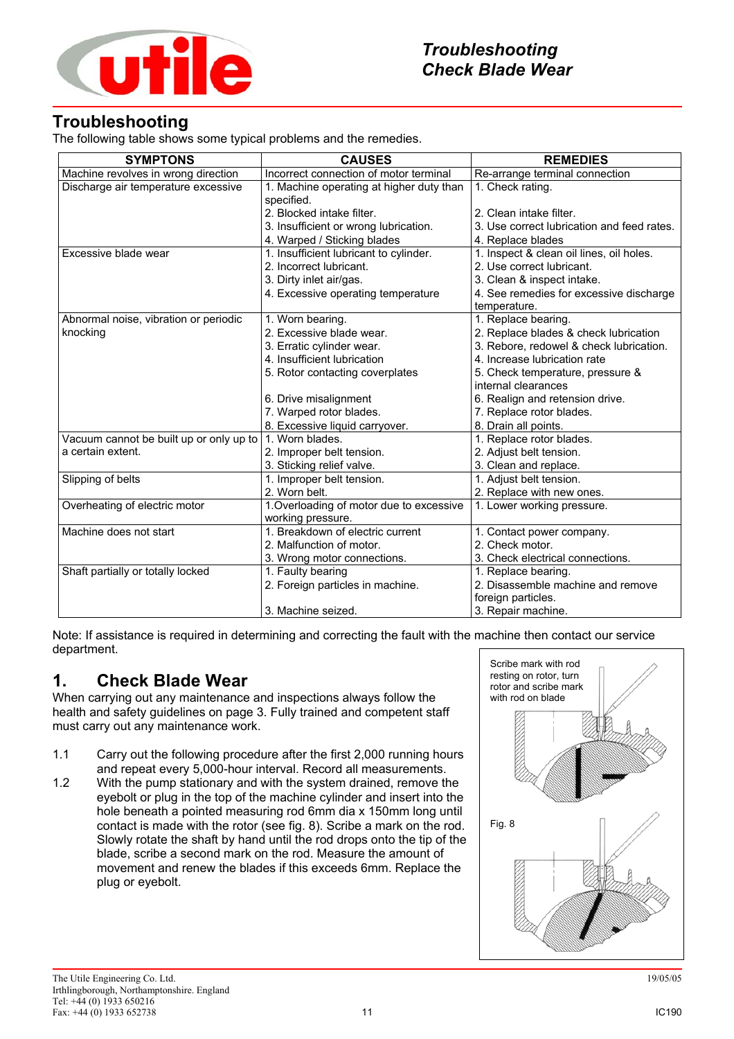## Troubleshooting

The following table shows some typical problems and the remedies.

| SYMPTONS | CAUSES | REMEDIES |
|---|---|---|
| Machine revolves in wrong direction | Incorrect connection of motor terminal | Re-arrange terminal connection |
| Discharge air temperature excessive | 1. Machine operating at higher duty than specified.<br>2. Blocked intake filter.<br>3. Insufficient or wrong lubrication.<br>4. Warped / Sticking blades | 1. Check rating.<br>2. Clean intake filter.<br>3. Use correct lubrication and feed rates.<br>4. Replace blades |
| Excessive blade wear | 1. Insufficient lubricant to cylinder.<br>2. Incorrect lubricant.<br>3. Dirty inlet air/gas.<br>4. Excessive operating temperature | 1. Inspect & clean oil lines, oil holes.<br>2. Use correct lubricant.<br>3. Clean & inspect intake.<br>4. See remedies for excessive discharge temperature. |
| Abnormal noise, vibration or periodic knocking | 1. Worn bearing.<br>2. Excessive blade wear.<br>3. Erratic cylinder wear.<br>4. Insufficient lubrication<br>5. Rotor contacting coverplates<br>6. Drive misalignment<br>7. Warped rotor blades.<br>8. Excessive liquid carryover. | 1. Replace bearing.<br>2. Replace blades & check lubrication<br>3. Rebore, redowel & check lubrication.<br>4. Increase lubrication rate<br>5. Check temperature, pressure & internal clearances<br>6. Realign and retension drive.<br>7. Replace rotor blades.<br>8. Drain all points. |
| Vacuum cannot be built up or only up to a certain extent. | 1. Worn blades.<br>2. Improper belt tension.<br>3. Sticking relief valve. | 1. Replace rotor blades.<br>2. Adjust belt tension.<br>3. Clean and replace. |
| Slipping of belts | 1. Improper belt tension.<br>2. Worn belt. | 1. Adjust belt tension.<br>2. Replace with new ones. |
| Overheating of electric motor | 1.Overloading of motor due to excessive working pressure. | 1. Lower working pressure. |
| Machine does not start | 1. Breakdown of electric current<br>2. Malfunction of motor.<br>3. Wrong motor connections. | 1. Contact power company.<br>2. Check motor.<br>3. Check electrical connections. |
| Shaft partially or totally locked | 1. Faulty bearing<br>2. Foreign particles in machine.<br>3. Machine seized. | 1. Replace bearing.<br>2. Disassemble machine and remove foreign particles.<br>3. Repair machine. |

Note: If assistance is required in determining and correcting the fault with the machine then contact our service department.

## 1. Check Blade Wear

When carrying out any maintenance and inspections always follow the health and safety guidelines on page 3. Fully trained and competent staff must carry out any maintenance work.

1.1 Carry out the following procedure after the first 2,000 running hours and repeat every 5,000-hour interval. Record all measurements.

1.2 With the pump stationary and with the system drained, remove the eyebolt or plug in the top of the machine cylinder and insert into the hole beneath a pointed measuring rod 6mm dia x 150mm long until contact is made with the rotor (see fig. 8). Scribe a mark on the rod. Slowly rotate the shaft by hand until the rod drops onto the tip of the blade, scribe a second mark on the rod. Measure the amount of movement and renew the blades if this exceeds 6mm. Replace the plug or eyebolt.

Scribe mark with rod resting on rotor, turn rotor and scribe mark with rod on blade

Fig. 8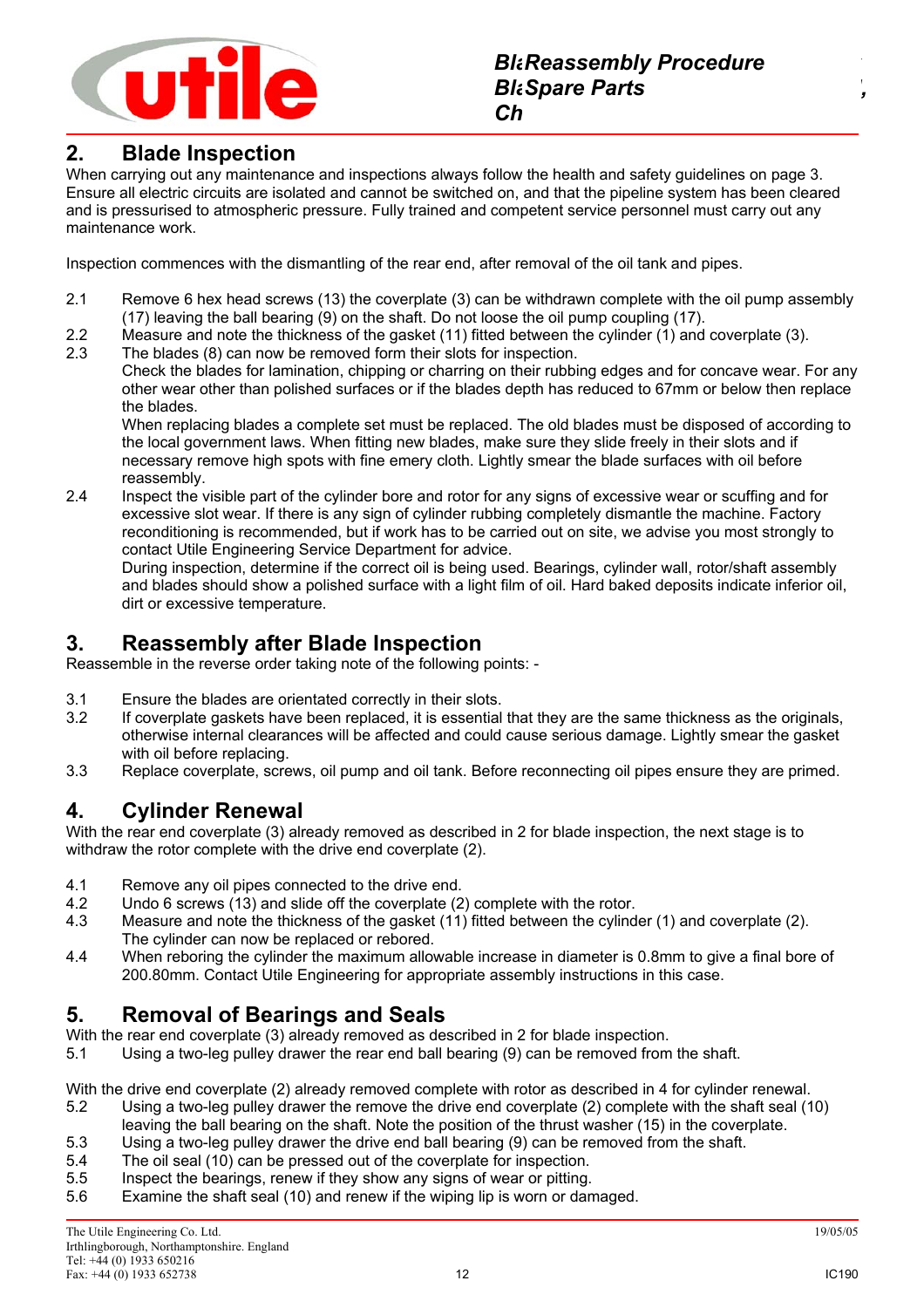## 2. Blade Inspection

When carrying out any maintenance and inspections always follow the health and safety guidelines on page 3. Ensure all electric circuits are isolated and cannot be switched on, and that the pipeline system has been cleared and is pressurised to atmospheric pressure. Fully trained and competent service personnel must carry out any maintenance work.

Inspection commences with the dismantling of the rear end, after removal of the oil tank and pipes.

2.1 Remove 6 hex head screws (13) the coverplate (3) can be withdrawn complete with the oil pump assembly (17) leaving the ball bearing (9) on the shaft. Do not loose the oil pump coupling (17).

2.2 Measure and note the thickness of the gasket (11) fitted between the cylinder (1) and coverplate (3).

2.3 The blades (8) can now be removed form their slots for inspection.
Check the blades for lamination, chipping or charring on their rubbing edges and for concave wear. For any other wear other than polished surfaces or if the blades depth has reduced to 67mm or below then replace the blades.
When replacing blades a complete set must be replaced. The old blades must be disposed of according to the local government laws. When fitting new blades, make sure they slide freely in their slots and if necessary remove high spots with fine emery cloth. Lightly smear the blade surfaces with oil before reassembly.

2.4 Inspect the visible part of the cylinder bore and rotor for any signs of excessive wear or scuffing and for excessive slot wear. If there is any sign of cylinder rubbing completely dismantle the machine. Factory reconditioning is recommended, but if work has to be carried out on site, we advise you most strongly to contact Utile Engineering Service Department for advice.
During inspection, determine if the correct oil is being used. Bearings, cylinder wall, rotor/shaft assembly and blades should show a polished surface with a light film of oil. Hard baked deposits indicate inferior oil, dirt or excessive temperature.

## 3. Reassembly after Blade Inspection

Reassemble in the reverse order taking note of the following points: -

3.1 Ensure the blades are orientated correctly in their slots.

3.2 If coverplate gaskets have been replaced, it is essential that they are the same thickness as the originals, otherwise internal clearances will be affected and could cause serious damage. Lightly smear the gasket with oil before replacing.

3.3 Replace coverplate, screws, oil pump and oil tank. Before reconnecting oil pipes ensure they are primed.

## 4. Cylinder Renewal

With the rear end coverplate (3) already removed as described in 2 for blade inspection, the next stage is to withdraw the rotor complete with the drive end coverplate (2).

4.1 Remove any oil pipes connected to the drive end.

4.2 Undo 6 screws (13) and slide off the coverplate (2) complete with the rotor.

4.3 Measure and note the thickness of the gasket (11) fitted between the cylinder (1) and coverplate (2).
The cylinder can now be replaced or rebored.

4.4 When reboring the cylinder the maximum allowable increase in diameter is 0.8mm to give a final bore of 200.80mm. Contact Utile Engineering for appropriate assembly instructions in this case.

## 5. Removal of Bearings and Seals

With the rear end coverplate (3) already removed as described in 2 for blade inspection.

5.1 Using a two-leg pulley drawer the rear end ball bearing (9) can be removed from the shaft.

With the drive end coverplate (2) already removed complete with rotor as described in 4 for cylinder renewal.

5.2 Using a two-leg pulley drawer the remove the drive end coverplate (2) complete with the shaft seal (10) leaving the ball bearing on the shaft. Note the position of the thrust washer (15) in the coverplate.

5.3 Using a two-leg pulley drawer the drive end ball bearing (9) can be removed from the shaft.

5.4 The oil seal (10) can be pressed out of the coverplate for inspection.

5.5 Inspect the bearings, renew if they show any signs of wear or pitting.

5.6 Examine the shaft seal (10) and renew if the wiping lip is worn or damaged.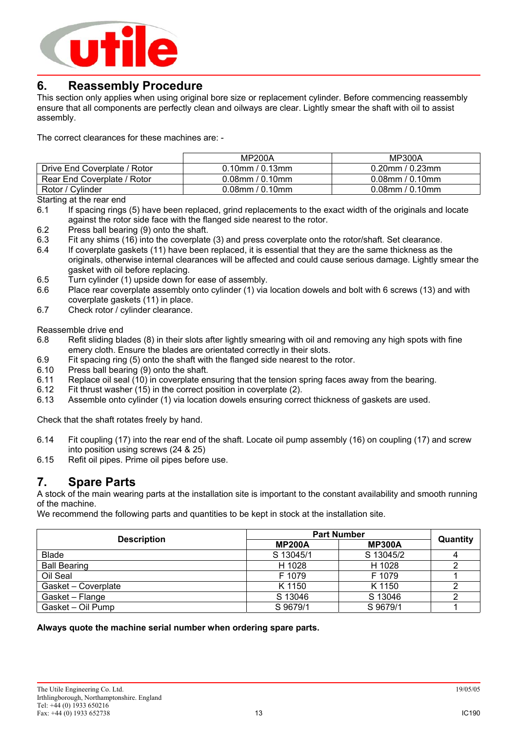# 6. Reassembly Procedure

This section only applies when using original bore size or replacement cylinder. Before commencing reassembly ensure that all components are perfectly clean and oilways are clear. Lightly smear the shaft with oil to assist assembly.

The correct clearances for these machines are: -

| | MP200A | MP300A |
|---|---|---|
| Drive End Coverplate / Rotor | 0.10mm / 0.13mm | 0.20mm / 0.23mm |
| Rear End Coverplate / Rotor | 0.08mm / 0.10mm | 0.08mm / 0.10mm |
| Rotor / Cylinder | 0.08mm / 0.10mm | 0.08mm / 0.10mm |

Starting at the rear end

6.1 If spacing rings (5) have been replaced, grind replacements to the exact width of the originals and locate against the rotor side face with the flanged side nearest to the rotor.
6.2 Press ball bearing (9) onto the shaft.
6.3 Fit any shims (16) into the coverplate (3) and press coverplate onto the rotor/shaft. Set clearance.
6.4 If coverplate gaskets (11) have been replaced, it is essential that they are the same thickness as the originals, otherwise internal clearances will be affected and could cause serious damage. Lightly smear the gasket with oil before replacing.
6.5 Turn cylinder (1) upside down for ease of assembly.
6.6 Place rear coverplate assembly onto cylinder (1) via location dowels and bolt with 6 screws (13) and with coverplate gaskets (11) in place.
6.7 Check rotor / cylinder clearance.

Reassemble drive end

6.8 Refit sliding blades (8) in their slots after lightly smearing with oil and removing any high spots with fine emery cloth. Ensure the blades are orientated correctly in their slots.
6.9 Fit spacing ring (5) onto the shaft with the flanged side nearest to the rotor.
6.10 Press ball bearing (9) onto the shaft.
6.11 Replace oil seal (10) in coverplate ensuring that the tension spring faces away from the bearing.
6.12 Fit thrust washer (15) in the correct position in coverplate (2).
6.13 Assemble onto cylinder (1) via location dowels ensuring correct thickness of gaskets are used.

Check that the shaft rotates freely by hand.

6.14 Fit coupling (17) into the rear end of the shaft. Locate oil pump assembly (16) on coupling (17) and screw into position using screws (24 & 25)
6.15 Refit oil pipes. Prime oil pipes before use.

# 7. Spare Parts

A stock of the main wearing parts at the installation site is important to the constant availability and smooth running of the machine.
We recommend the following parts and quantities to be kept in stock at the installation site.

| Description | Part Number | | Quantity |
|---|---|---|---|
| | **MP200A** | **MP300A** | |
| Blade | S 13045/1 | S 13045/2 | 4 |
| Ball Bearing | H 1028 | H 1028 | 2 |
| Oil Seal | F 1079 | F 1079 | 1 |
| Gasket – Coverplate | K 1150 | K 1150 | 2 |
| Gasket – Flange | S 13046 | S 13046 | 2 |
| Gasket – Oil Pump | S 9679/1 | S 9679/1 | 1 |

**Always quote the machine serial number when ordering spare parts.**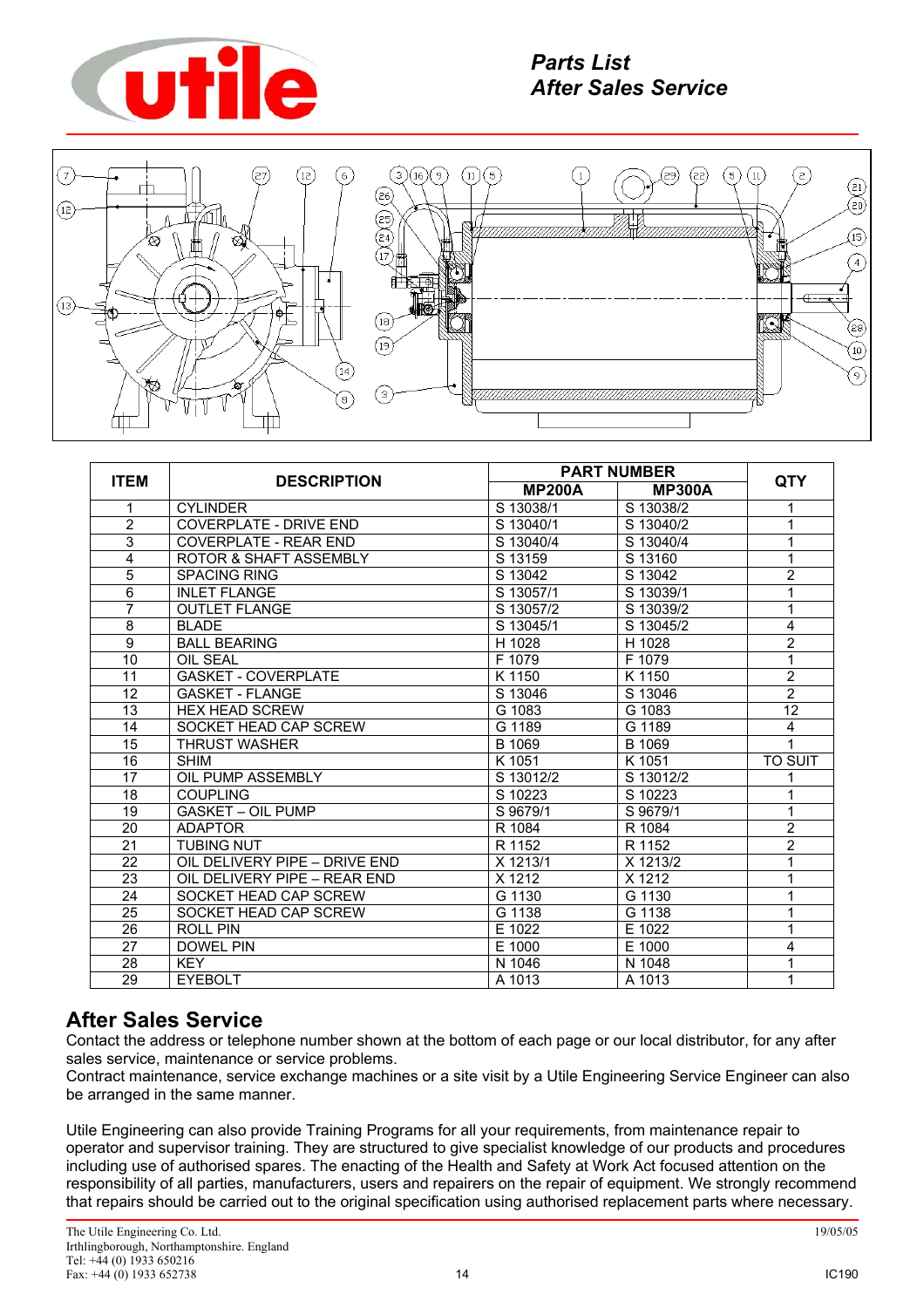## Parts List
## After Sales Service

| ITEM | DESCRIPTION | PART NUMBER | | QTY |
|---|---|---|---|---|
| | | MP200A | MP300A | |
| 1 | CYLINDER | S 13038/1 | S 13038/2 | 1 |
| 2 | COVERPLATE - DRIVE END | S 13040/1 | S 13040/2 | 1 |
| 3 | COVERPLATE - REAR END | S 13040/4 | S 13040/4 | 1 |
| 4 | ROTOR & SHAFT ASSEMBLY | S 13159 | S 13160 | 1 |
| 5 | SPACING RING | S 13042 | S 13042 | 2 |
| 6 | INLET FLANGE | S 13057/1 | S 13039/1 | 1 |
| 7 | OUTLET FLANGE | S 13057/2 | S 13039/2 | 1 |
| 8 | BLADE | S 13045/1 | S 13045/2 | 4 |
| 9 | BALL BEARING | H 1028 | H 1028 | 2 |
| 10 | OIL SEAL | F 1079 | F 1079 | 1 |
| 11 | GASKET - COVERPLATE | K 1150 | K 1150 | 2 |
| 12 | GASKET - FLANGE | S 13046 | S 13046 | 2 |
| 13 | HEX HEAD SCREW | G 1083 | G 1083 | 12 |
| 14 | SOCKET HEAD CAP SCREW | G 1189 | G 1189 | 4 |
| 15 | THRUST WASHER | B 1069 | B 1069 | 1 |
| 16 | SHIM | K 1051 | K 1051 | TO SUIT |
| 17 | OIL PUMP ASSEMBLY | S 13012/2 | S 13012/2 | 1 |
| 18 | COUPLING | S 10223 | S 10223 | 1 |
| 19 | GASKET – OIL PUMP | S 9679/1 | S 9679/1 | 1 |
| 20 | ADAPTOR | R 1084 | R 1084 | 2 |
| 21 | TUBING NUT | R 1152 | R 1152 | 2 |
| 22 | OIL DELIVERY PIPE – DRIVE END | X 1213/1 | X 1213/2 | 1 |
| 23 | OIL DELIVERY PIPE – REAR END | X 1212 | X 1212 | 1 |
| 24 | SOCKET HEAD CAP SCREW | G 1130 | G 1130 | 1 |
| 25 | SOCKET HEAD CAP SCREW | G 1138 | G 1138 | 1 |
| 26 | ROLL PIN | E 1022 | E 1022 | 1 |
| 27 | DOWEL PIN | E 1000 | E 1000 | 4 |
| 28 | KEY | N 1046 | N 1048 | 1 |
| 29 | EYEBOLT | A 1013 | A 1013 | 1 |

## After Sales Service

Contact the address or telephone number shown at the bottom of each page or our local distributor, for any after sales service, maintenance or service problems.
Contract maintenance, service exchange machines or a site visit by a Utile Engineering Service Engineer can also be arranged in the same manner.

Utile Engineering can also provide Training Programs for all your requirements, from maintenance repair to operator and supervisor training. They are structured to give specialist knowledge of our products and procedures including use of authorised spares. The enacting of the Health and Safety at Work Act focused attention on the responsibility of all parties, manufacturers, users and repairers on the repair of equipment. We strongly recommend that repairs should be carried out to the original specification using authorised replacement parts where necessary.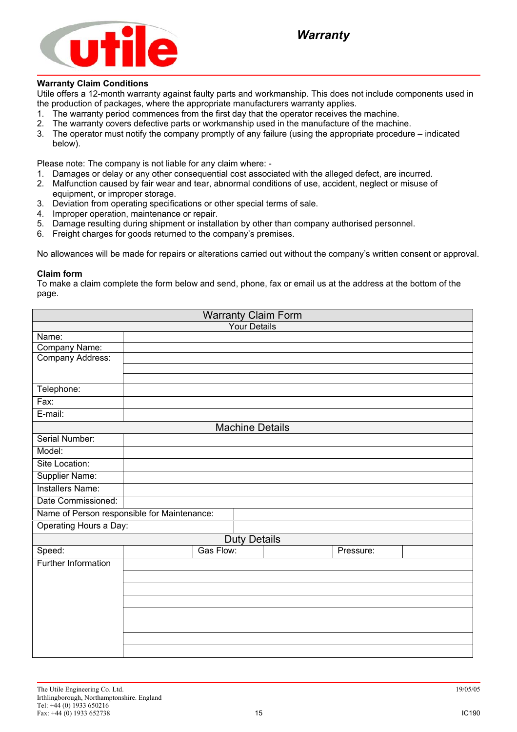# Warranty

**Warranty Claim Conditions**

Utile offers a 12-month warranty against faulty parts and workmanship. This does not include components used in the production of packages, where the appropriate manufacturers warranty applies.

1. The warranty period commences from the first day that the operator receives the machine.
2. The warranty covers defective parts or workmanship used in the manufacture of the machine.
3. The operator must notify the company promptly of any failure (using the appropriate procedure – indicated below).

Please note: The company is not liable for any claim where: -

1. Damages or delay or any other consequential cost associated with the alleged defect, are incurred.
2. Malfunction caused by fair wear and tear, abnormal conditions of use, accident, neglect or misuse of equipment, or improper storage.
3. Deviation from operating specifications or other special terms of sale.
4. Improper operation, maintenance or repair.
5. Damage resulting during shipment or installation by other than company authorised personnel.
6. Freight charges for goods returned to the company's premises.

No allowances will be made for repairs or alterations carried out without the company's written consent or approval.

**Claim form**

To make a claim complete the form below and send, phone, fax or email us at the address at the bottom of the page.

| Warranty Claim Form | | | | | |
|---|---|---|---|---|---|
| **Your Details** | | | | | |
| Name: | | | | | |
| Company Name: | | | | | |
| Company Address: | | | | | |
| | | | | | |
| | | | | | |
| Telephone: | | | | | |
| Fax: | | | | | |
| E-mail: | | | | | |
| **Machine Details** | | | | | |
| Serial Number: | | | | | |
| Model: | | | | | |
| Site Location: | | | | | |
| Supplier Name: | | | | | |
| Installers Name: | | | | | |
| Date Commissioned: | | | | | |
| Name of Person responsible for Maintenance: | | | | | |
| Operating Hours a Day: | | | | | |
| **Duty Details** | | | | | |
| Speed: | | Gas Flow: | | Pressure: | |
| Further Information | | | | | |
| | | | | | |
| | | | | | |
| | | | | | |
| | | | | | |
| | | | | | |
| | | | | | |
| | | | | | |

The Utile Engineering Co. Ltd.
Irthlingborough, Northamptonshire. England
Tel: +44 (0) 1933 650216
Fax: +44 (0) 1933 652738